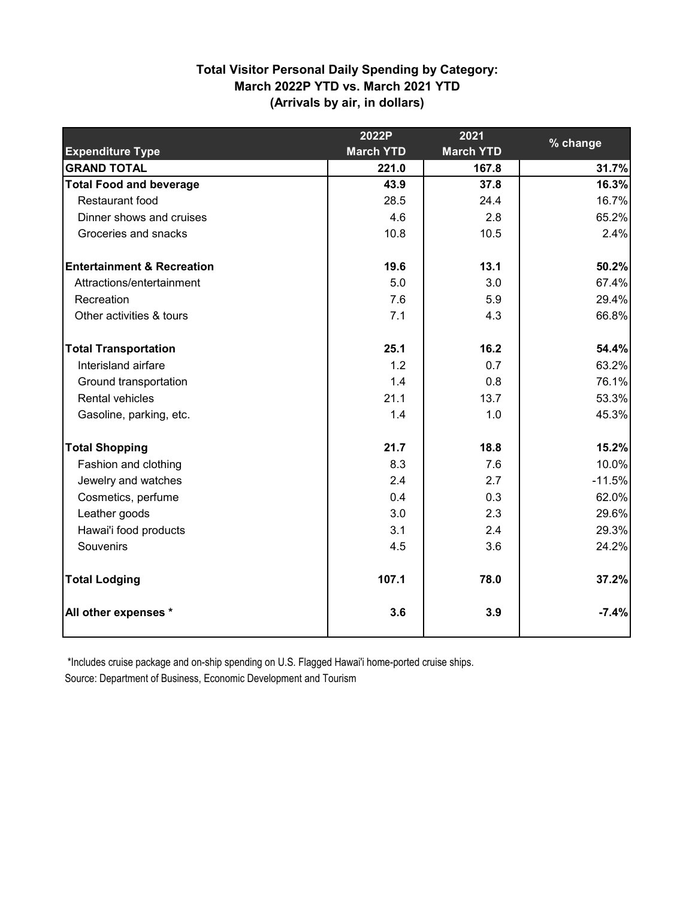## Total Visitor Personal Daily Spending by Category: March 2022P YTD vs. March 2021 YTD (Arrivals by air, in dollars)

| Expenditure Type | 2022P March YTD | 2021 March YTD | % change |
|---|---|---|---|
| **GRAND TOTAL** | **221.0** | **167.8** | **31.7%** |
| **Total Food and beverage** | **43.9** | **37.8** | **16.3%** |
| Restaurant food | 28.5 | 24.4 | 16.7% |
| Dinner shows and cruises | 4.6 | 2.8 | 65.2% |
| Groceries and snacks | 10.8 | 10.5 | 2.4% |
| **Entertainment & Recreation** | **19.6** | **13.1** | **50.2%** |
| Attractions/entertainment | 5.0 | 3.0 | 67.4% |
| Recreation | 7.6 | 5.9 | 29.4% |
| Other activities & tours | 7.1 | 4.3 | 66.8% |
| **Total Transportation** | **25.1** | **16.2** | **54.4%** |
| Interisland airfare | 1.2 | 0.7 | 63.2% |
| Ground transportation | 1.4 | 0.8 | 76.1% |
| Rental vehicles | 21.1 | 13.7 | 53.3% |
| Gasoline, parking, etc. | 1.4 | 1.0 | 45.3% |
| **Total Shopping** | **21.7** | **18.8** | **15.2%** |
| Fashion and clothing | 8.3 | 7.6 | 10.0% |
| Jewelry and watches | 2.4 | 2.7 | -11.5% |
| Cosmetics, perfume | 0.4 | 0.3 | 62.0% |
| Leather goods | 3.0 | 2.3 | 29.6% |
| Hawai'i food products | 3.1 | 2.4 | 29.3% |
| Souvenirs | 4.5 | 3.6 | 24.2% |
| **Total Lodging** | **107.1** | **78.0** | **37.2%** |
| **All other expenses *** | **3.6** | **3.9** | **-7.4%** |

*Includes cruise package and on-ship spending on U.S. Flagged Hawai'i home-ported cruise ships.

Source: Department of Business, Economic Development and Tourism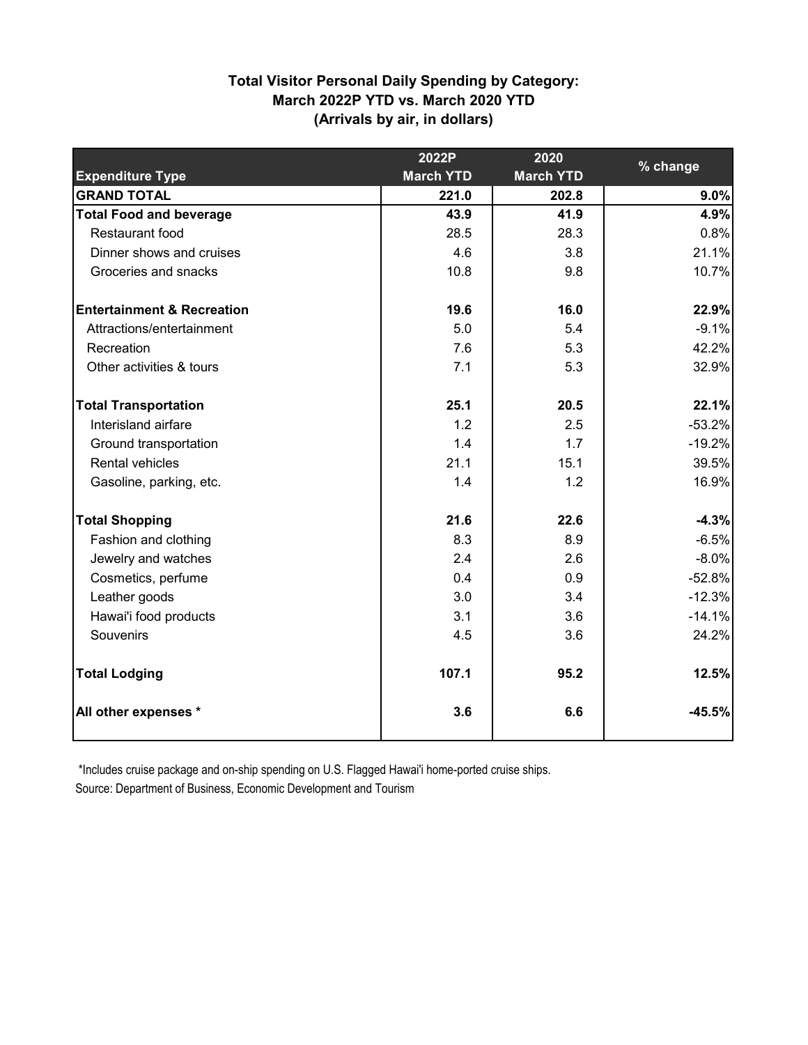## Total Visitor Personal Daily Spending by Category: March 2022P YTD vs. March 2020 YTD (Arrivals by air, in dollars)

| Expenditure Type | 2022P March YTD | 2020 March YTD | % change |
|---|---|---|---|
| **GRAND TOTAL** | **221.0** | **202.8** | **9.0%** |
| **Total Food and beverage** | **43.9** | **41.9** | **4.9%** |
| Restaurant food | 28.5 | 28.3 | 0.8% |
| Dinner shows and cruises | 4.6 | 3.8 | 21.1% |
| Groceries and snacks | 10.8 | 9.8 | 10.7% |
| **Entertainment & Recreation** | **19.6** | **16.0** | **22.9%** |
| Attractions/entertainment | 5.0 | 5.4 | -9.1% |
| Recreation | 7.6 | 5.3 | 42.2% |
| Other activities & tours | 7.1 | 5.3 | 32.9% |
| **Total Transportation** | **25.1** | **20.5** | **22.1%** |
| Interisland airfare | 1.2 | 2.5 | -53.2% |
| Ground transportation | 1.4 | 1.7 | -19.2% |
| Rental vehicles | 21.1 | 15.1 | 39.5% |
| Gasoline, parking, etc. | 1.4 | 1.2 | 16.9% |
| **Total Shopping** | **21.6** | **22.6** | **-4.3%** |
| Fashion and clothing | 8.3 | 8.9 | -6.5% |
| Jewelry and watches | 2.4 | 2.6 | -8.0% |
| Cosmetics, perfume | 0.4 | 0.9 | -52.8% |
| Leather goods | 3.0 | 3.4 | -12.3% |
| Hawai'i food products | 3.1 | 3.6 | -14.1% |
| Souvenirs | 4.5 | 3.6 | 24.2% |
| **Total Lodging** | **107.1** | **95.2** | **12.5%** |
| **All other expenses *** | **3.6** | **6.6** | **-45.5%** |

*Includes cruise package and on-ship spending on U.S. Flagged Hawai'i home-ported cruise ships.

Source: Department of Business, Economic Development and Tourism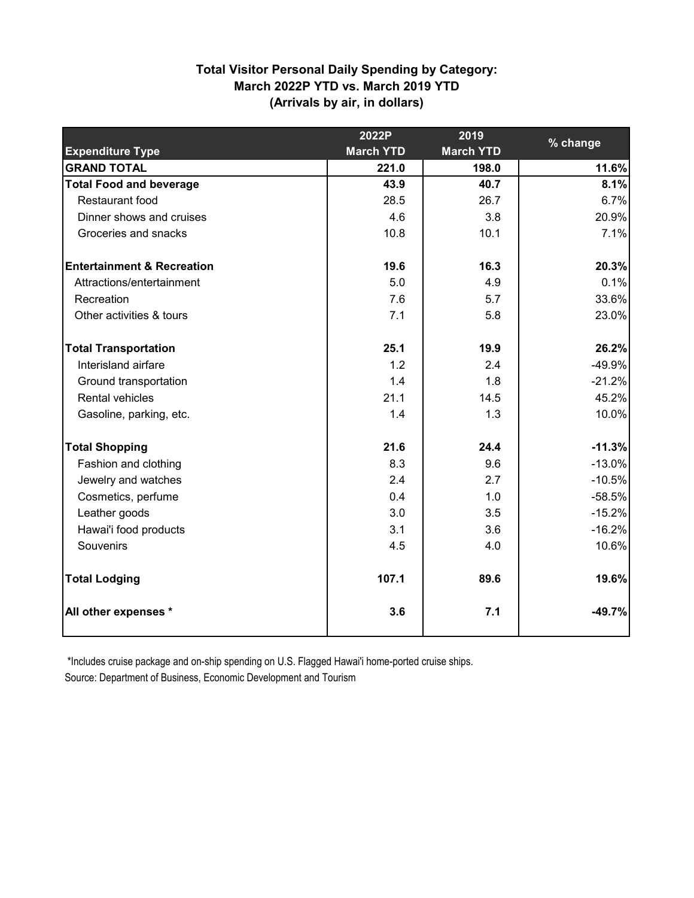**Total Visitor Personal Daily Spending by Category:**
**March 2022P YTD vs. March 2019 YTD**
**(Arrivals by air, in dollars)**

| Expenditure Type | 2022P March YTD | 2019 March YTD | % change |
|---|---|---|---|
| **GRAND TOTAL** | **221.0** | **198.0** | **11.6%** |
| **Total Food and beverage** | **43.9** | **40.7** | **8.1%** |
| Restaurant food | 28.5 | 26.7 | 6.7% |
| Dinner shows and cruises | 4.6 | 3.8 | 20.9% |
| Groceries and snacks | 10.8 | 10.1 | 7.1% |
| **Entertainment & Recreation** | **19.6** | **16.3** | **20.3%** |
| Attractions/entertainment | 5.0 | 4.9 | 0.1% |
| Recreation | 7.6 | 5.7 | 33.6% |
| Other activities & tours | 7.1 | 5.8 | 23.0% |
| **Total Transportation** | **25.1** | **19.9** | **26.2%** |
| Interisland airfare | 1.2 | 2.4 | -49.9% |
| Ground transportation | 1.4 | 1.8 | -21.2% |
| Rental vehicles | 21.1 | 14.5 | 45.2% |
| Gasoline, parking, etc. | 1.4 | 1.3 | 10.0% |
| **Total Shopping** | **21.6** | **24.4** | **-11.3%** |
| Fashion and clothing | 8.3 | 9.6 | -13.0% |
| Jewelry and watches | 2.4 | 2.7 | -10.5% |
| Cosmetics, perfume | 0.4 | 1.0 | -58.5% |
| Leather goods | 3.0 | 3.5 | -15.2% |
| Hawai'i food products | 3.1 | 3.6 | -16.2% |
| Souvenirs | 4.5 | 4.0 | 10.6% |
| **Total Lodging** | **107.1** | **89.6** | **19.6%** |
| **All other expenses *** | **3.6** | **7.1** | **-49.7%** |

*Includes cruise package and on-ship spending on U.S. Flagged Hawai'i home-ported cruise ships.

Source: Department of Business, Economic Development and Tourism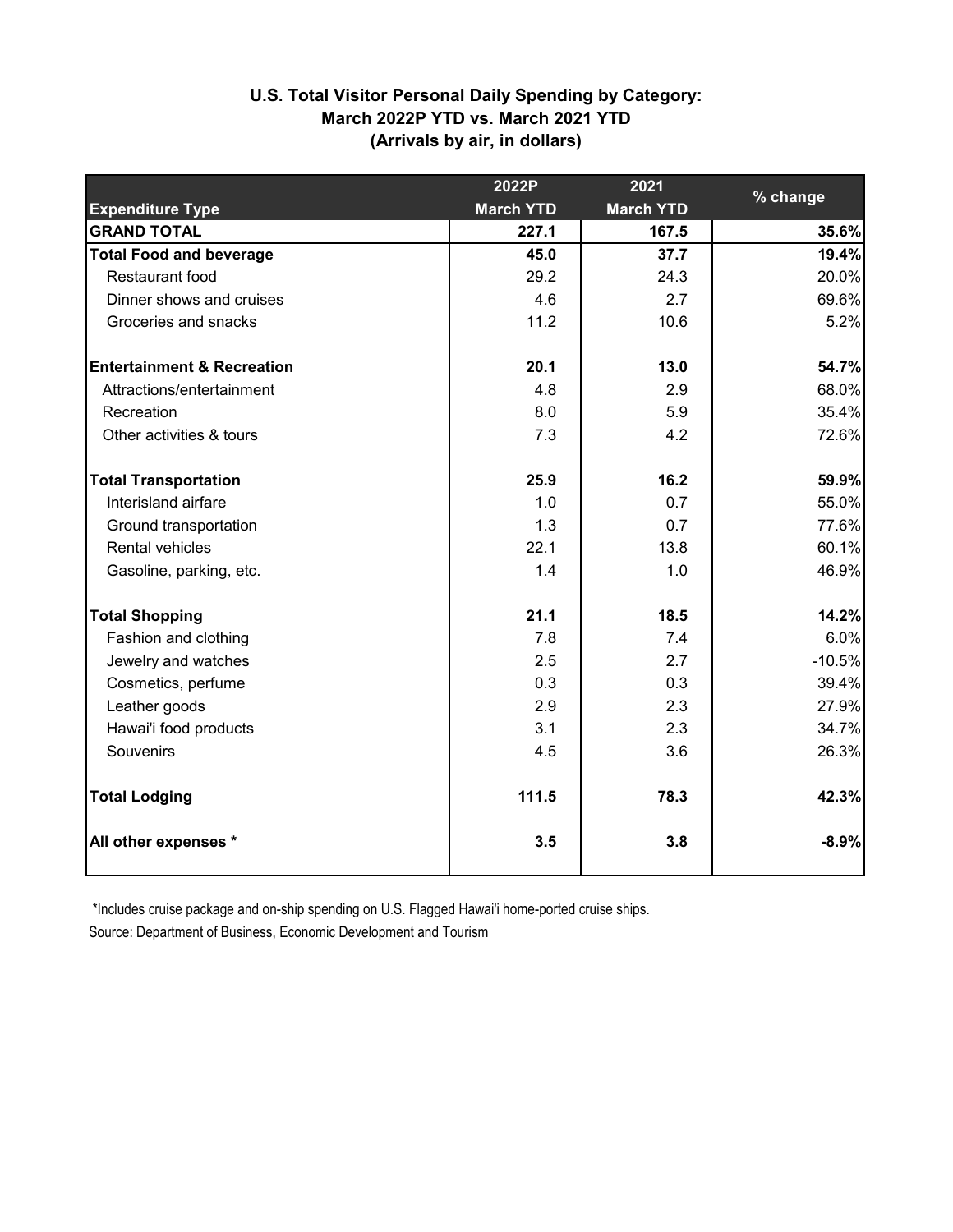**U.S. Total Visitor Personal Daily Spending by Category:**
**March 2022P YTD vs. March 2021 YTD**
**(Arrivals by air, in dollars)**

| Expenditure Type | 2022P March YTD | 2021 March YTD | % change |
|---|---|---|---|
| **GRAND TOTAL** | **227.1** | **167.5** | **35.6%** |
| **Total Food and beverage** | **45.0** | **37.7** | **19.4%** |
| Restaurant food | 29.2 | 24.3 | 20.0% |
| Dinner shows and cruises | 4.6 | 2.7 | 69.6% |
| Groceries and snacks | 11.2 | 10.6 | 5.2% |
| **Entertainment & Recreation** | **20.1** | **13.0** | **54.7%** |
| Attractions/entertainment | 4.8 | 2.9 | 68.0% |
| Recreation | 8.0 | 5.9 | 35.4% |
| Other activities & tours | 7.3 | 4.2 | 72.6% |
| **Total Transportation** | **25.9** | **16.2** | **59.9%** |
| Interisland airfare | 1.0 | 0.7 | 55.0% |
| Ground transportation | 1.3 | 0.7 | 77.6% |
| Rental vehicles | 22.1 | 13.8 | 60.1% |
| Gasoline, parking, etc. | 1.4 | 1.0 | 46.9% |
| **Total Shopping** | **21.1** | **18.5** | **14.2%** |
| Fashion and clothing | 7.8 | 7.4 | 6.0% |
| Jewelry and watches | 2.5 | 2.7 | -10.5% |
| Cosmetics, perfume | 0.3 | 0.3 | 39.4% |
| Leather goods | 2.9 | 2.3 | 27.9% |
| Hawai'i food products | 3.1 | 2.3 | 34.7% |
| Souvenirs | 4.5 | 3.6 | 26.3% |
| **Total Lodging** | **111.5** | **78.3** | **42.3%** |
| **All other expenses *** | **3.5** | **3.8** | **-8.9%** |

*Includes cruise package and on-ship spending on U.S. Flagged Hawai'i home-ported cruise ships.

Source: Department of Business, Economic Development and Tourism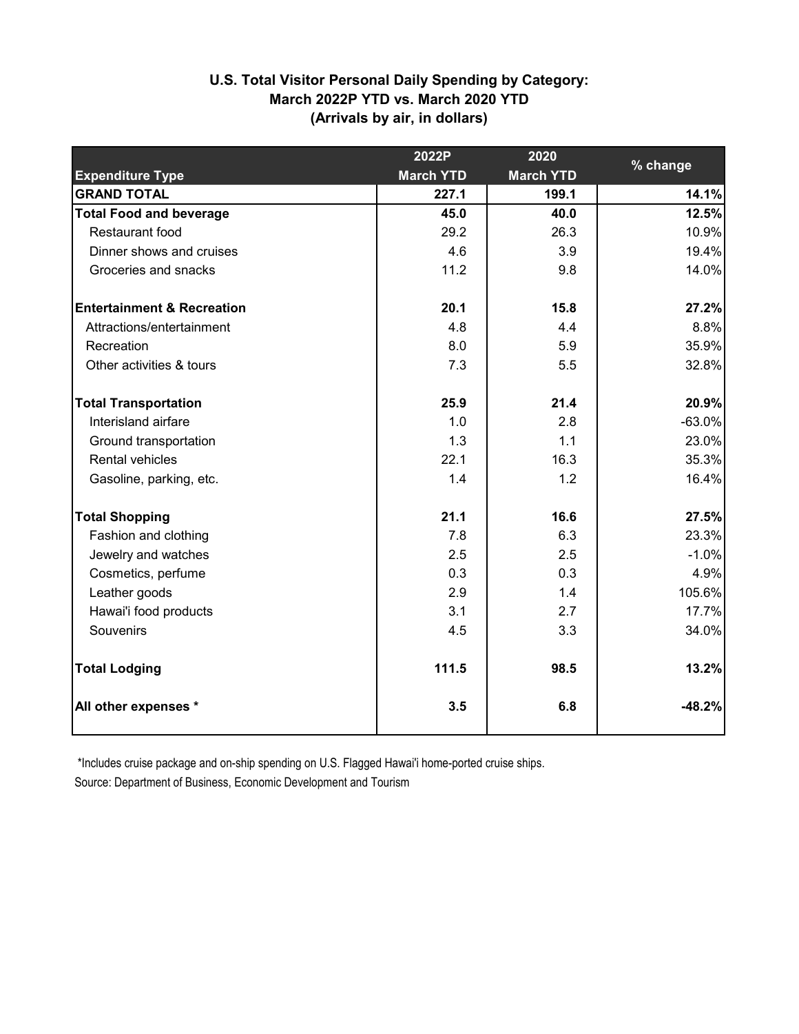## U.S. Total Visitor Personal Daily Spending by Category: March 2022P YTD vs. March 2020 YTD (Arrivals by air, in dollars)

| Expenditure Type | 2022P March YTD | 2020 March YTD | % change |
|---|---|---|---|
| **GRAND TOTAL** | **227.1** | **199.1** | **14.1%** |
| **Total Food and beverage** | **45.0** | **40.0** | **12.5%** |
| Restaurant food | 29.2 | 26.3 | 10.9% |
| Dinner shows and cruises | 4.6 | 3.9 | 19.4% |
| Groceries and snacks | 11.2 | 9.8 | 14.0% |
| **Entertainment & Recreation** | **20.1** | **15.8** | **27.2%** |
| Attractions/entertainment | 4.8 | 4.4 | 8.8% |
| Recreation | 8.0 | 5.9 | 35.9% |
| Other activities & tours | 7.3 | 5.5 | 32.8% |
| **Total Transportation** | **25.9** | **21.4** | **20.9%** |
| Interisland airfare | 1.0 | 2.8 | -63.0% |
| Ground transportation | 1.3 | 1.1 | 23.0% |
| Rental vehicles | 22.1 | 16.3 | 35.3% |
| Gasoline, parking, etc. | 1.4 | 1.2 | 16.4% |
| **Total Shopping** | **21.1** | **16.6** | **27.5%** |
| Fashion and clothing | 7.8 | 6.3 | 23.3% |
| Jewelry and watches | 2.5 | 2.5 | -1.0% |
| Cosmetics, perfume | 0.3 | 0.3 | 4.9% |
| Leather goods | 2.9 | 1.4 | 105.6% |
| Hawai'i food products | 3.1 | 2.7 | 17.7% |
| Souvenirs | 4.5 | 3.3 | 34.0% |
| **Total Lodging** | **111.5** | **98.5** | **13.2%** |
| **All other expenses *** | **3.5** | **6.8** | **-48.2%** |

*Includes cruise package and on-ship spending on U.S. Flagged Hawai'i home-ported cruise ships.

Source: Department of Business, Economic Development and Tourism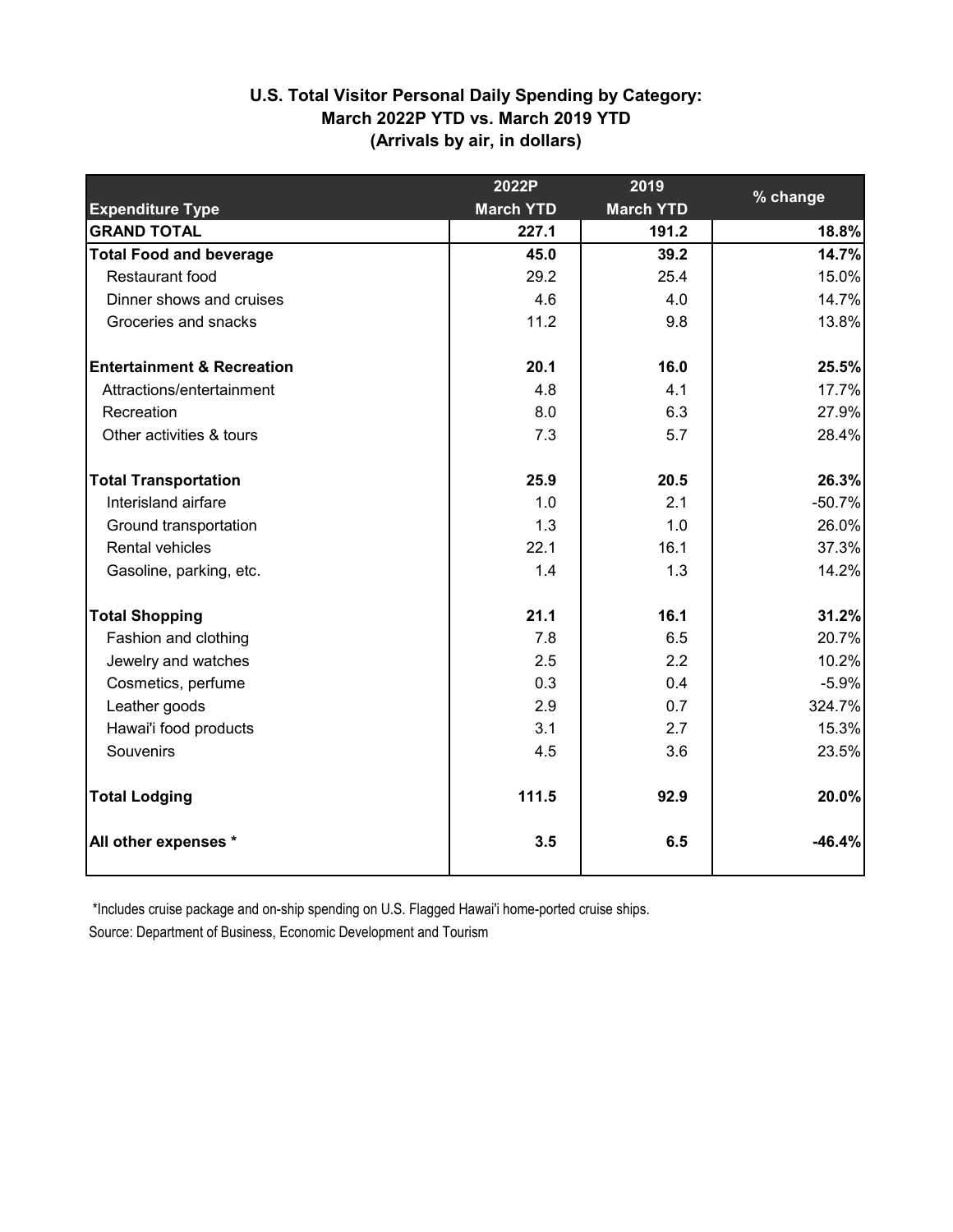## U.S. Total Visitor Personal Daily Spending by Category: March 2022P YTD vs. March 2019 YTD (Arrivals by air, in dollars)

| Expenditure Type | 2022P March YTD | 2019 March YTD | % change |
|---|---|---|---|
| **GRAND TOTAL** | **227.1** | **191.2** | **18.8%** |
| **Total Food and beverage** | **45.0** | **39.2** | **14.7%** |
| Restaurant food | 29.2 | 25.4 | 15.0% |
| Dinner shows and cruises | 4.6 | 4.0 | 14.7% |
| Groceries and snacks | 11.2 | 9.8 | 13.8% |
| **Entertainment & Recreation** | **20.1** | **16.0** | **25.5%** |
| Attractions/entertainment | 4.8 | 4.1 | 17.7% |
| Recreation | 8.0 | 6.3 | 27.9% |
| Other activities & tours | 7.3 | 5.7 | 28.4% |
| **Total Transportation** | **25.9** | **20.5** | **26.3%** |
| Interisland airfare | 1.0 | 2.1 | -50.7% |
| Ground transportation | 1.3 | 1.0 | 26.0% |
| Rental vehicles | 22.1 | 16.1 | 37.3% |
| Gasoline, parking, etc. | 1.4 | 1.3 | 14.2% |
| **Total Shopping** | **21.1** | **16.1** | **31.2%** |
| Fashion and clothing | 7.8 | 6.5 | 20.7% |
| Jewelry and watches | 2.5 | 2.2 | 10.2% |
| Cosmetics, perfume | 0.3 | 0.4 | -5.9% |
| Leather goods | 2.9 | 0.7 | 324.7% |
| Hawai'i food products | 3.1 | 2.7 | 15.3% |
| Souvenirs | 4.5 | 3.6 | 23.5% |
| **Total Lodging** | **111.5** | **92.9** | **20.0%** |
| **All other expenses *** | **3.5** | **6.5** | **-46.4%** |

*Includes cruise package and on-ship spending on U.S. Flagged Hawai'i home-ported cruise ships.

Source: Department of Business, Economic Development and Tourism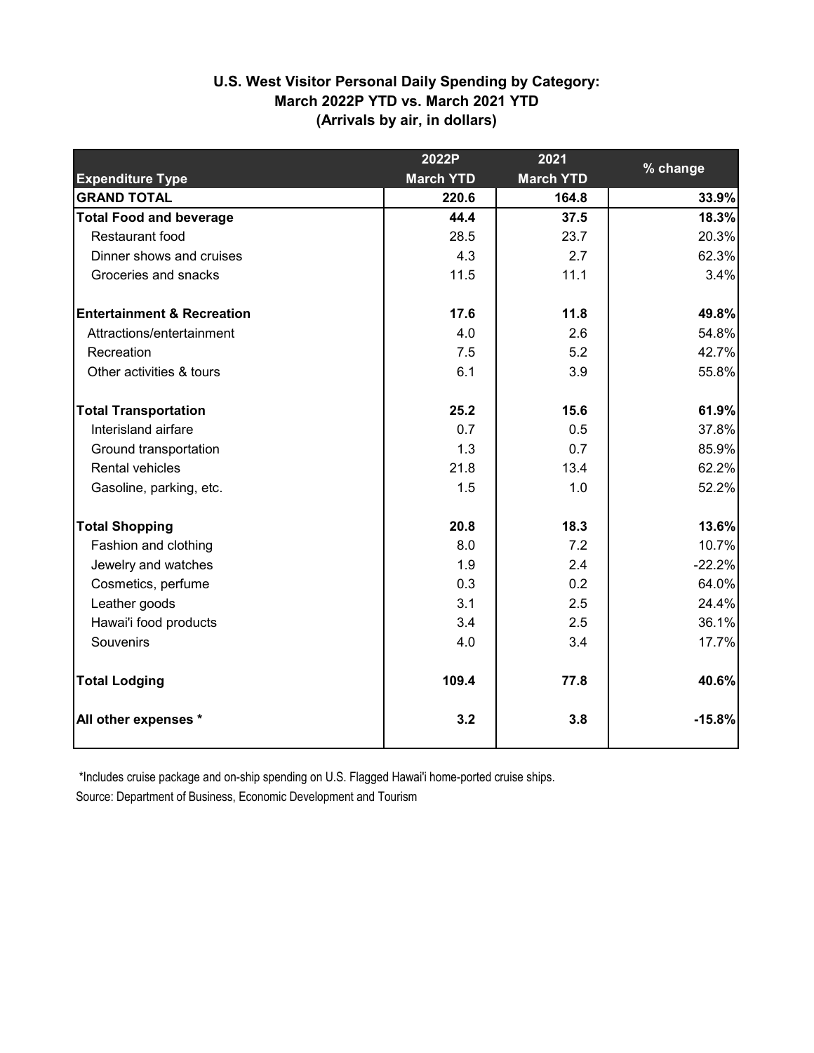## U.S. West Visitor Personal Daily Spending by Category: March 2022P YTD vs. March 2021 YTD (Arrivals by air, in dollars)

| Expenditure Type | 2022P March YTD | 2021 March YTD | % change |
|---|---|---|---|
| **GRAND TOTAL** | **220.6** | **164.8** | **33.9%** |
| **Total Food and beverage** | **44.4** | **37.5** | **18.3%** |
| Restaurant food | 28.5 | 23.7 | 20.3% |
| Dinner shows and cruises | 4.3 | 2.7 | 62.3% |
| Groceries and snacks | 11.5 | 11.1 | 3.4% |
| **Entertainment & Recreation** | **17.6** | **11.8** | **49.8%** |
| Attractions/entertainment | 4.0 | 2.6 | 54.8% |
| Recreation | 7.5 | 5.2 | 42.7% |
| Other activities & tours | 6.1 | 3.9 | 55.8% |
| **Total Transportation** | **25.2** | **15.6** | **61.9%** |
| Interisland airfare | 0.7 | 0.5 | 37.8% |
| Ground transportation | 1.3 | 0.7 | 85.9% |
| Rental vehicles | 21.8 | 13.4 | 62.2% |
| Gasoline, parking, etc. | 1.5 | 1.0 | 52.2% |
| **Total Shopping** | **20.8** | **18.3** | **13.6%** |
| Fashion and clothing | 8.0 | 7.2 | 10.7% |
| Jewelry and watches | 1.9 | 2.4 | -22.2% |
| Cosmetics, perfume | 0.3 | 0.2 | 64.0% |
| Leather goods | 3.1 | 2.5 | 24.4% |
| Hawai'i food products | 3.4 | 2.5 | 36.1% |
| Souvenirs | 4.0 | 3.4 | 17.7% |
| **Total Lodging** | **109.4** | **77.8** | **40.6%** |
| **All other expenses *** | **3.2** | **3.8** | **-15.8%** |

*Includes cruise package and on-ship spending on U.S. Flagged Hawai'i home-ported cruise ships.

Source: Department of Business, Economic Development and Tourism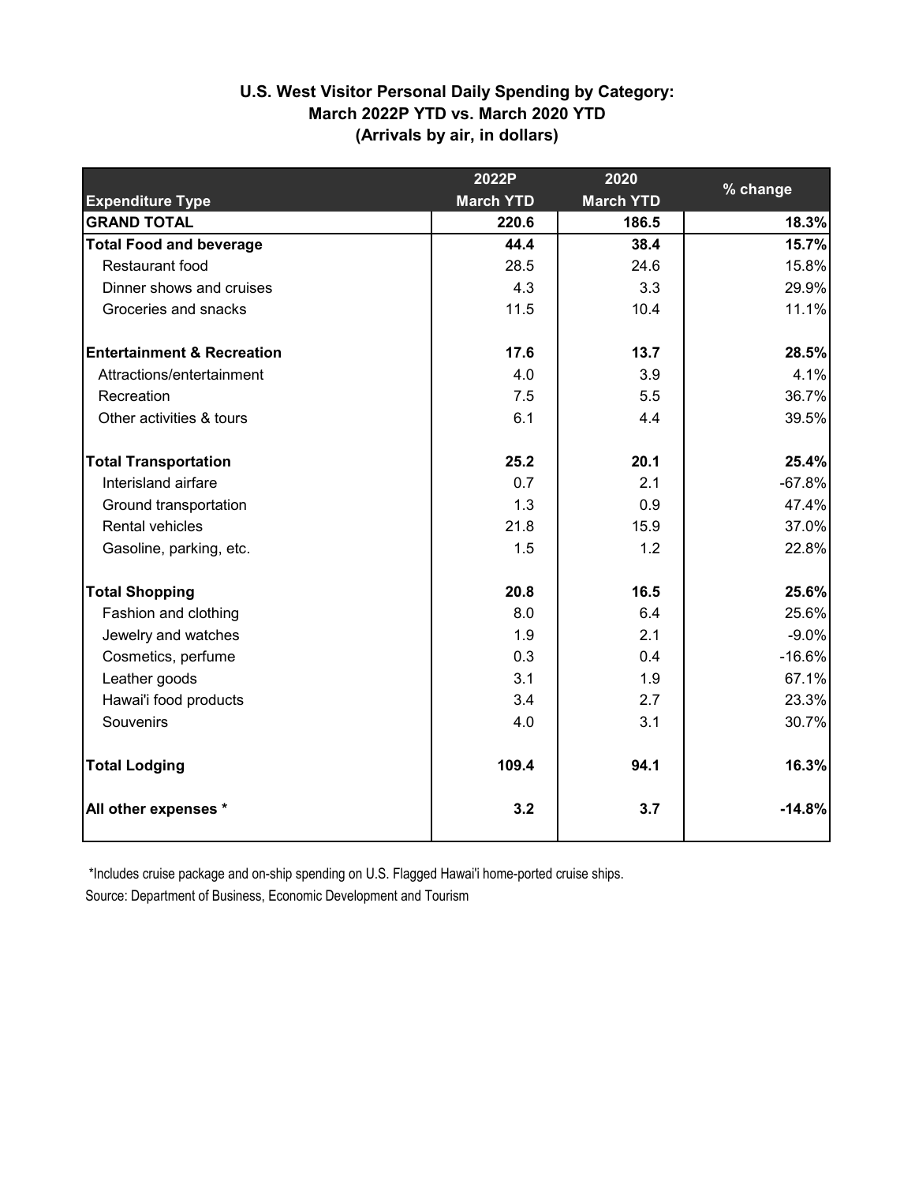## U.S. West Visitor Personal Daily Spending by Category: March 2022P YTD vs. March 2020 YTD (Arrivals by air, in dollars)

| Expenditure Type | 2022P March YTD | 2020 March YTD | % change |
|---|---|---|---|
| **GRAND TOTAL** | **220.6** | **186.5** | **18.3%** |
| **Total Food and beverage** | **44.4** | **38.4** | **15.7%** |
| Restaurant food | 28.5 | 24.6 | 15.8% |
| Dinner shows and cruises | 4.3 | 3.3 | 29.9% |
| Groceries and snacks | 11.5 | 10.4 | 11.1% |
| **Entertainment & Recreation** | **17.6** | **13.7** | **28.5%** |
| Attractions/entertainment | 4.0 | 3.9 | 4.1% |
| Recreation | 7.5 | 5.5 | 36.7% |
| Other activities & tours | 6.1 | 4.4 | 39.5% |
| **Total Transportation** | **25.2** | **20.1** | **25.4%** |
| Interisland airfare | 0.7 | 2.1 | -67.8% |
| Ground transportation | 1.3 | 0.9 | 47.4% |
| Rental vehicles | 21.8 | 15.9 | 37.0% |
| Gasoline, parking, etc. | 1.5 | 1.2 | 22.8% |
| **Total Shopping** | **20.8** | **16.5** | **25.6%** |
| Fashion and clothing | 8.0 | 6.4 | 25.6% |
| Jewelry and watches | 1.9 | 2.1 | -9.0% |
| Cosmetics, perfume | 0.3 | 0.4 | -16.6% |
| Leather goods | 3.1 | 1.9 | 67.1% |
| Hawai'i food products | 3.4 | 2.7 | 23.3% |
| Souvenirs | 4.0 | 3.1 | 30.7% |
| **Total Lodging** | **109.4** | **94.1** | **16.3%** |
| **All other expenses *** | **3.2** | **3.7** | **-14.8%** |

*Includes cruise package and on-ship spending on U.S. Flagged Hawai'i home-ported cruise ships.

Source: Department of Business, Economic Development and Tourism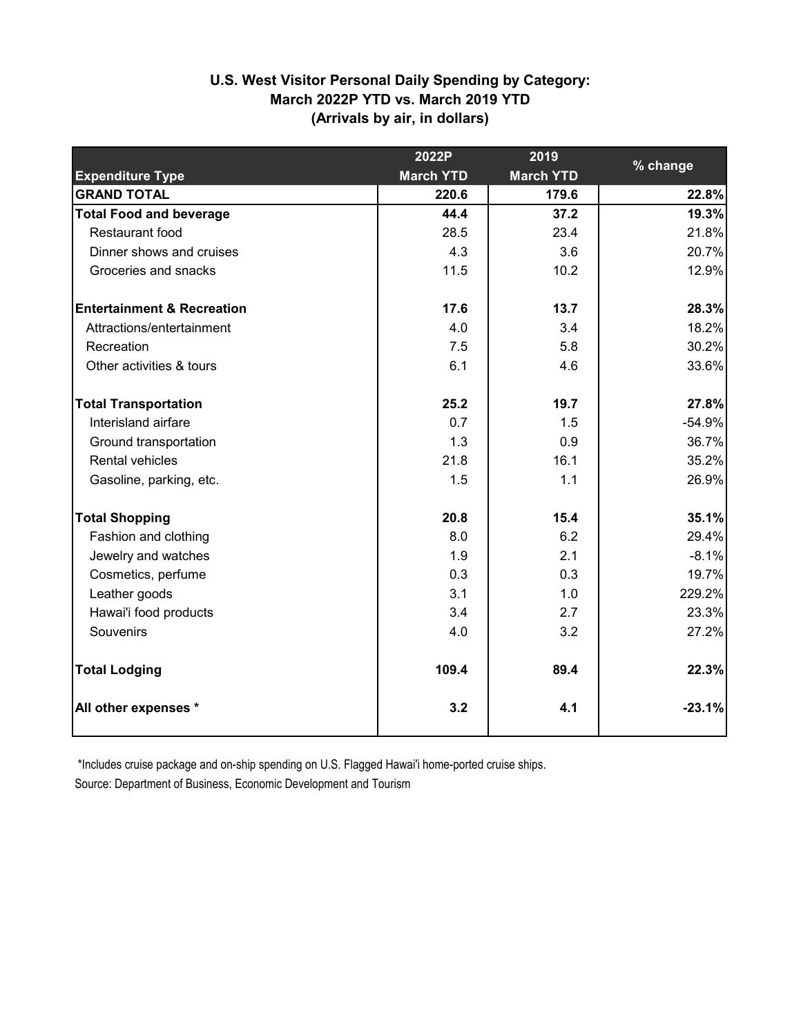## U.S. West Visitor Personal Daily Spending by Category: March 2022P YTD vs. March 2019 YTD (Arrivals by air, in dollars)

| Expenditure Type | 2022P March YTD | 2019 March YTD | % change |
|---|---|---|---|
| **GRAND TOTAL** | **220.6** | **179.6** | **22.8%** |
| **Total Food and beverage** | **44.4** | **37.2** | **19.3%** |
| Restaurant food | 28.5 | 23.4 | 21.8% |
| Dinner shows and cruises | 4.3 | 3.6 | 20.7% |
| Groceries and snacks | 11.5 | 10.2 | 12.9% |
| **Entertainment & Recreation** | **17.6** | **13.7** | **28.3%** |
| Attractions/entertainment | 4.0 | 3.4 | 18.2% |
| Recreation | 7.5 | 5.8 | 30.2% |
| Other activities & tours | 6.1 | 4.6 | 33.6% |
| **Total Transportation** | **25.2** | **19.7** | **27.8%** |
| Interisland airfare | 0.7 | 1.5 | -54.9% |
| Ground transportation | 1.3 | 0.9 | 36.7% |
| Rental vehicles | 21.8 | 16.1 | 35.2% |
| Gasoline, parking, etc. | 1.5 | 1.1 | 26.9% |
| **Total Shopping** | **20.8** | **15.4** | **35.1%** |
| Fashion and clothing | 8.0 | 6.2 | 29.4% |
| Jewelry and watches | 1.9 | 2.1 | -8.1% |
| Cosmetics, perfume | 0.3 | 0.3 | 19.7% |
| Leather goods | 3.1 | 1.0 | 229.2% |
| Hawai'i food products | 3.4 | 2.7 | 23.3% |
| Souvenirs | 4.0 | 3.2 | 27.2% |
| **Total Lodging** | **109.4** | **89.4** | **22.3%** |
| **All other expenses *** | **3.2** | **4.1** | **-23.1%** |

*Includes cruise package and on-ship spending on U.S. Flagged Hawai'i home-ported cruise ships.

Source: Department of Business, Economic Development and Tourism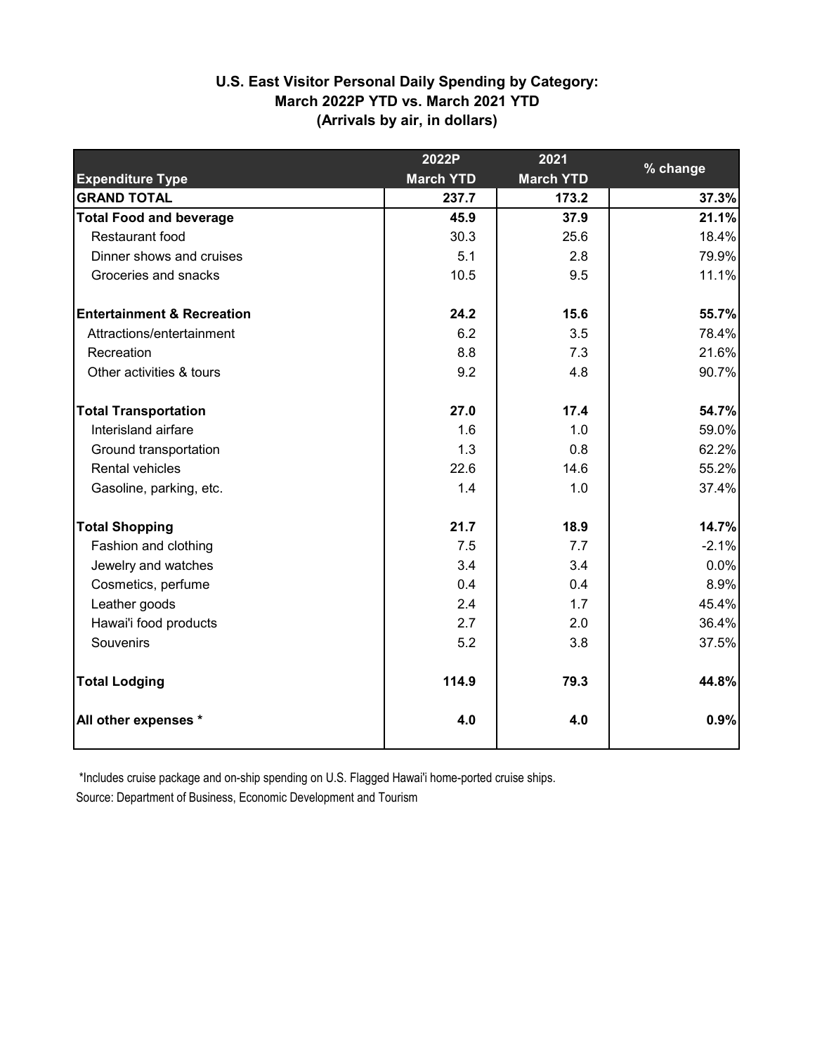# U.S. East Visitor Personal Daily Spending by Category: March 2022P YTD vs. March 2021 YTD (Arrivals by air, in dollars)

| Expenditure Type | 2022P March YTD | 2021 March YTD | % change |
|---|---|---|---|
| **GRAND TOTAL** | **237.7** | **173.2** | **37.3%** |
| **Total Food and beverage** | **45.9** | **37.9** | **21.1%** |
| Restaurant food | 30.3 | 25.6 | 18.4% |
| Dinner shows and cruises | 5.1 | 2.8 | 79.9% |
| Groceries and snacks | 10.5 | 9.5 | 11.1% |
| **Entertainment & Recreation** | **24.2** | **15.6** | **55.7%** |
| Attractions/entertainment | 6.2 | 3.5 | 78.4% |
| Recreation | 8.8 | 7.3 | 21.6% |
| Other activities & tours | 9.2 | 4.8 | 90.7% |
| **Total Transportation** | **27.0** | **17.4** | **54.7%** |
| Interisland airfare | 1.6 | 1.0 | 59.0% |
| Ground transportation | 1.3 | 0.8 | 62.2% |
| Rental vehicles | 22.6 | 14.6 | 55.2% |
| Gasoline, parking, etc. | 1.4 | 1.0 | 37.4% |
| **Total Shopping** | **21.7** | **18.9** | **14.7%** |
| Fashion and clothing | 7.5 | 7.7 | -2.1% |
| Jewelry and watches | 3.4 | 3.4 | 0.0% |
| Cosmetics, perfume | 0.4 | 0.4 | 8.9% |
| Leather goods | 2.4 | 1.7 | 45.4% |
| Hawai'i food products | 2.7 | 2.0 | 36.4% |
| Souvenirs | 5.2 | 3.8 | 37.5% |
| **Total Lodging** | **114.9** | **79.3** | **44.8%** |
| **All other expenses *** | **4.0** | **4.0** | **0.9%** |

*Includes cruise package and on-ship spending on U.S. Flagged Hawai'i home-ported cruise ships.

Source: Department of Business, Economic Development and Tourism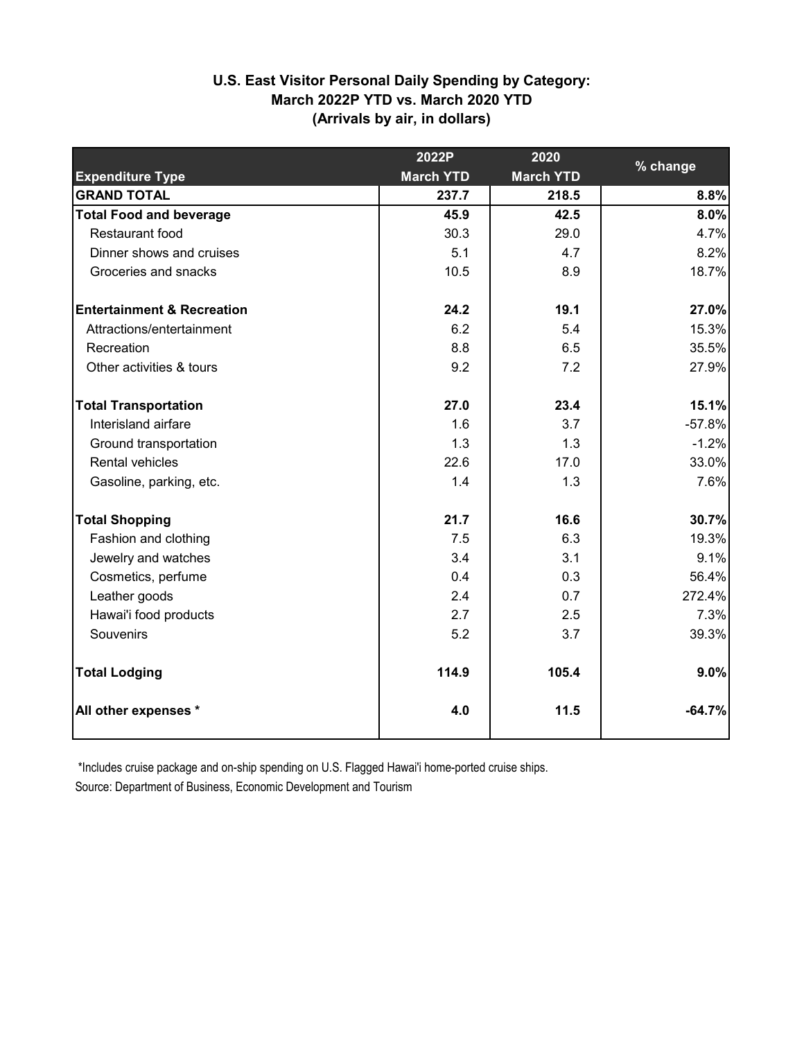## U.S. East Visitor Personal Daily Spending by Category: March 2022P YTD vs. March 2020 YTD (Arrivals by air, in dollars)

| Expenditure Type | 2022P March YTD | 2020 March YTD | % change |
|---|---|---|---|
| **GRAND TOTAL** | **237.7** | **218.5** | **8.8%** |
| **Total Food and beverage** | **45.9** | **42.5** | **8.0%** |
| Restaurant food | 30.3 | 29.0 | 4.7% |
| Dinner shows and cruises | 5.1 | 4.7 | 8.2% |
| Groceries and snacks | 10.5 | 8.9 | 18.7% |
| **Entertainment & Recreation** | **24.2** | **19.1** | **27.0%** |
| Attractions/entertainment | 6.2 | 5.4 | 15.3% |
| Recreation | 8.8 | 6.5 | 35.5% |
| Other activities & tours | 9.2 | 7.2 | 27.9% |
| **Total Transportation** | **27.0** | **23.4** | **15.1%** |
| Interisland airfare | 1.6 | 3.7 | -57.8% |
| Ground transportation | 1.3 | 1.3 | -1.2% |
| Rental vehicles | 22.6 | 17.0 | 33.0% |
| Gasoline, parking, etc. | 1.4 | 1.3 | 7.6% |
| **Total Shopping** | **21.7** | **16.6** | **30.7%** |
| Fashion and clothing | 7.5 | 6.3 | 19.3% |
| Jewelry and watches | 3.4 | 3.1 | 9.1% |
| Cosmetics, perfume | 0.4 | 0.3 | 56.4% |
| Leather goods | 2.4 | 0.7 | 272.4% |
| Hawai'i food products | 2.7 | 2.5 | 7.3% |
| Souvenirs | 5.2 | 3.7 | 39.3% |
| **Total Lodging** | **114.9** | **105.4** | **9.0%** |
| **All other expenses *** | **4.0** | **11.5** | **-64.7%** |

*Includes cruise package and on-ship spending on U.S. Flagged Hawai'i home-ported cruise ships.

Source: Department of Business, Economic Development and Tourism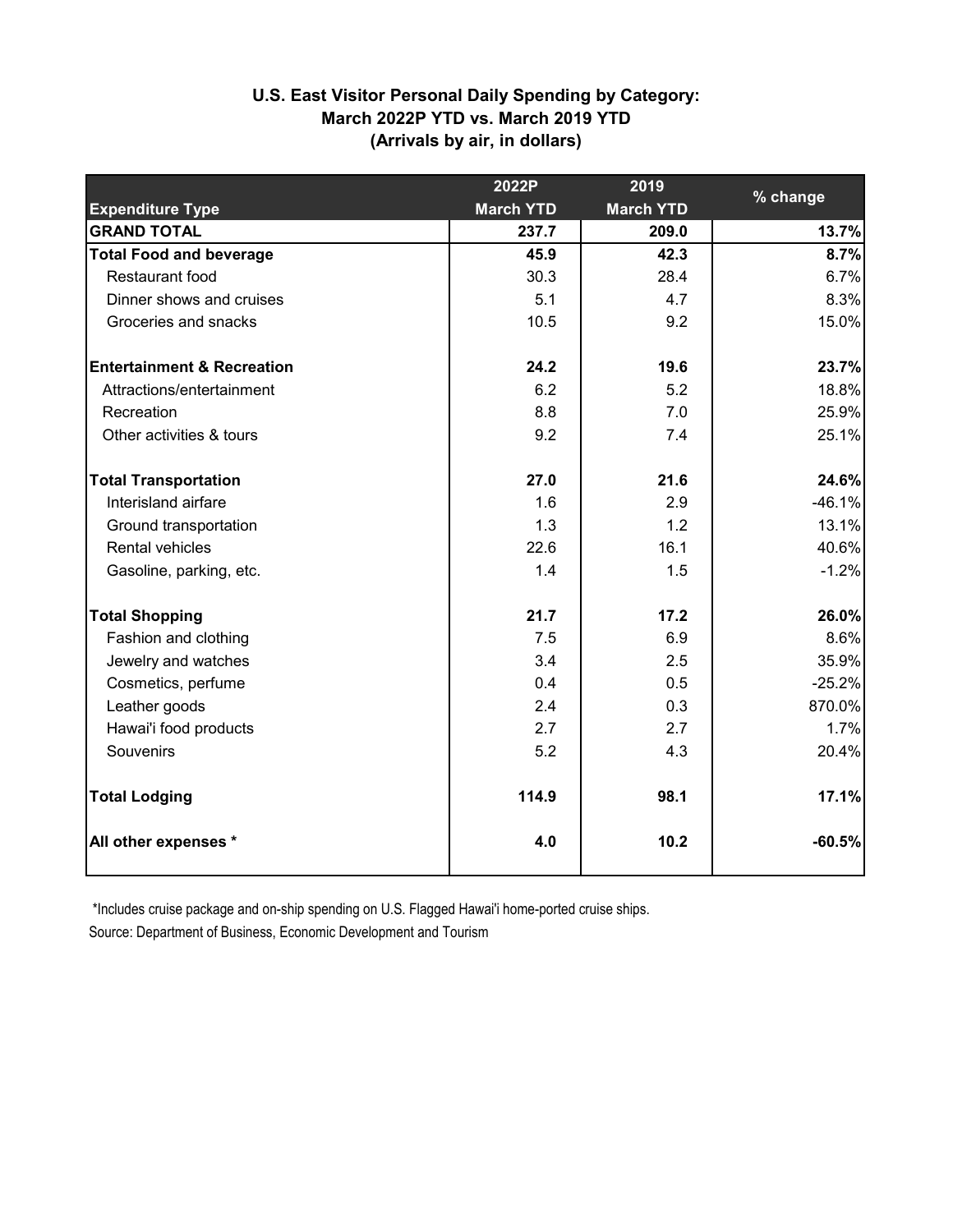## U.S. East Visitor Personal Daily Spending by Category: March 2022P YTD vs. March 2019 YTD (Arrivals by air, in dollars)

| Expenditure Type | 2022P March YTD | 2019 March YTD | % change |
|---|---|---|---|
| **GRAND TOTAL** | **237.7** | **209.0** | **13.7%** |
| **Total Food and beverage** | **45.9** | **42.3** | **8.7%** |
| Restaurant food | 30.3 | 28.4 | 6.7% |
| Dinner shows and cruises | 5.1 | 4.7 | 8.3% |
| Groceries and snacks | 10.5 | 9.2 | 15.0% |
| **Entertainment & Recreation** | **24.2** | **19.6** | **23.7%** |
| Attractions/entertainment | 6.2 | 5.2 | 18.8% |
| Recreation | 8.8 | 7.0 | 25.9% |
| Other activities & tours | 9.2 | 7.4 | 25.1% |
| **Total Transportation** | **27.0** | **21.6** | **24.6%** |
| Interisland airfare | 1.6 | 2.9 | -46.1% |
| Ground transportation | 1.3 | 1.2 | 13.1% |
| Rental vehicles | 22.6 | 16.1 | 40.6% |
| Gasoline, parking, etc. | 1.4 | 1.5 | -1.2% |
| **Total Shopping** | **21.7** | **17.2** | **26.0%** |
| Fashion and clothing | 7.5 | 6.9 | 8.6% |
| Jewelry and watches | 3.4 | 2.5 | 35.9% |
| Cosmetics, perfume | 0.4 | 0.5 | -25.2% |
| Leather goods | 2.4 | 0.3 | 870.0% |
| Hawai'i food products | 2.7 | 2.7 | 1.7% |
| Souvenirs | 5.2 | 4.3 | 20.4% |
| **Total Lodging** | **114.9** | **98.1** | **17.1%** |
| **All other expenses *** | **4.0** | **10.2** | **-60.5%** |

*Includes cruise package and on-ship spending on U.S. Flagged Hawai'i home-ported cruise ships.

Source: Department of Business, Economic Development and Tourism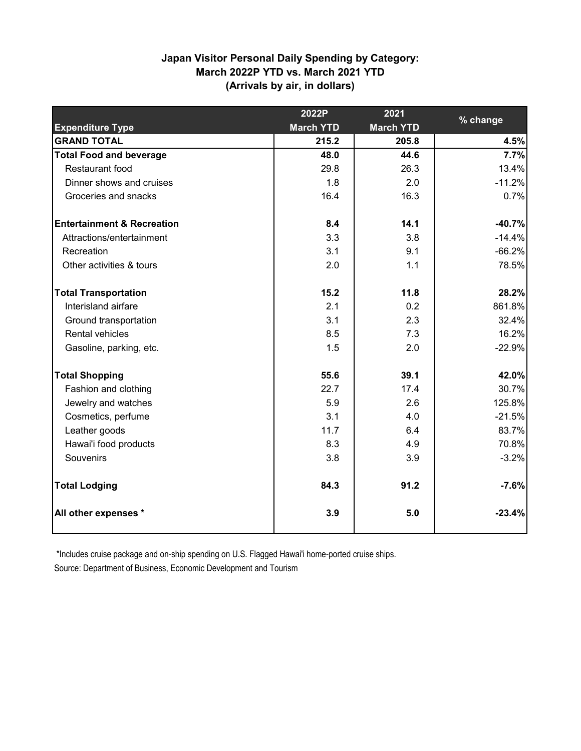**Japan Visitor Personal Daily Spending by Category:**
**March 2022P YTD vs. March 2021 YTD**
**(Arrivals by air, in dollars)**

| Expenditure Type | 2022P March YTD | 2021 March YTD | % change |
|---|---|---|---|
| **GRAND TOTAL** | **215.2** | **205.8** | **4.5%** |
| **Total Food and beverage** | **48.0** | **44.6** | **7.7%** |
| Restaurant food | 29.8 | 26.3 | 13.4% |
| Dinner shows and cruises | 1.8 | 2.0 | -11.2% |
| Groceries and snacks | 16.4 | 16.3 | 0.7% |
| | | | |
| **Entertainment & Recreation** | **8.4** | **14.1** | **-40.7%** |
| Attractions/entertainment | 3.3 | 3.8 | -14.4% |
| Recreation | 3.1 | 9.1 | -66.2% |
| Other activities & tours | 2.0 | 1.1 | 78.5% |
| | | | |
| **Total Transportation** | **15.2** | **11.8** | **28.2%** |
| Interisland airfare | 2.1 | 0.2 | 861.8% |
| Ground transportation | 3.1 | 2.3 | 32.4% |
| Rental vehicles | 8.5 | 7.3 | 16.2% |
| Gasoline, parking, etc. | 1.5 | 2.0 | -22.9% |
| | | | |
| **Total Shopping** | **55.6** | **39.1** | **42.0%** |
| Fashion and clothing | 22.7 | 17.4 | 30.7% |
| Jewelry and watches | 5.9 | 2.6 | 125.8% |
| Cosmetics, perfume | 3.1 | 4.0 | -21.5% |
| Leather goods | 11.7 | 6.4 | 83.7% |
| Hawai'i food products | 8.3 | 4.9 | 70.8% |
| Souvenirs | 3.8 | 3.9 | -3.2% |
| | | | |
| **Total Lodging** | **84.3** | **91.2** | **-7.6%** |
| | | | |
| **All other expenses *** | **3.9** | **5.0** | **-23.4%** |

*Includes cruise package and on-ship spending on U.S. Flagged Hawai'i home-ported cruise ships.

Source: Department of Business, Economic Development and Tourism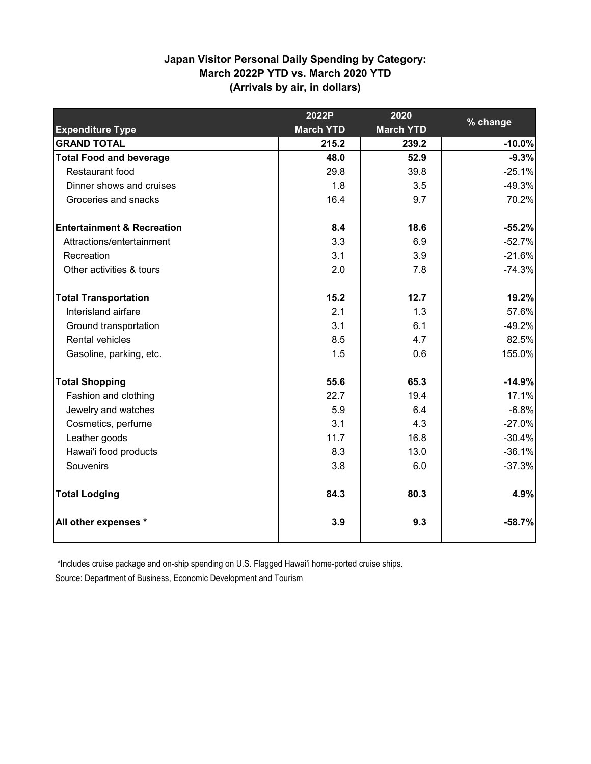**Japan Visitor Personal Daily Spending by Category:**
**March 2022P YTD vs. March 2020 YTD**
**(Arrivals by air, in dollars)**

| Expenditure Type | 2022P March YTD | 2020 March YTD | % change |
|---|---|---|---|
| **GRAND TOTAL** | **215.2** | **239.2** | **-10.0%** |
| **Total Food and beverage** | **48.0** | **52.9** | **-9.3%** |
| Restaurant food | 29.8 | 39.8 | -25.1% |
| Dinner shows and cruises | 1.8 | 3.5 | -49.3% |
| Groceries and snacks | 16.4 | 9.7 | 70.2% |
| | | | |
| **Entertainment & Recreation** | **8.4** | **18.6** | **-55.2%** |
| Attractions/entertainment | 3.3 | 6.9 | -52.7% |
| Recreation | 3.1 | 3.9 | -21.6% |
| Other activities & tours | 2.0 | 7.8 | -74.3% |
| | | | |
| **Total Transportation** | **15.2** | **12.7** | **19.2%** |
| Interisland airfare | 2.1 | 1.3 | 57.6% |
| Ground transportation | 3.1 | 6.1 | -49.2% |
| Rental vehicles | 8.5 | 4.7 | 82.5% |
| Gasoline, parking, etc. | 1.5 | 0.6 | 155.0% |
| | | | |
| **Total Shopping** | **55.6** | **65.3** | **-14.9%** |
| Fashion and clothing | 22.7 | 19.4 | 17.1% |
| Jewelry and watches | 5.9 | 6.4 | -6.8% |
| Cosmetics, perfume | 3.1 | 4.3 | -27.0% |
| Leather goods | 11.7 | 16.8 | -30.4% |
| Hawai'i food products | 8.3 | 13.0 | -36.1% |
| Souvenirs | 3.8 | 6.0 | -37.3% |
| | | | |
| **Total Lodging** | **84.3** | **80.3** | **4.9%** |
| | | | |
| **All other expenses *** | **3.9** | **9.3** | **-58.7%** |

*Includes cruise package and on-ship spending on U.S. Flagged Hawai'i home-ported cruise ships.

Source: Department of Business, Economic Development and Tourism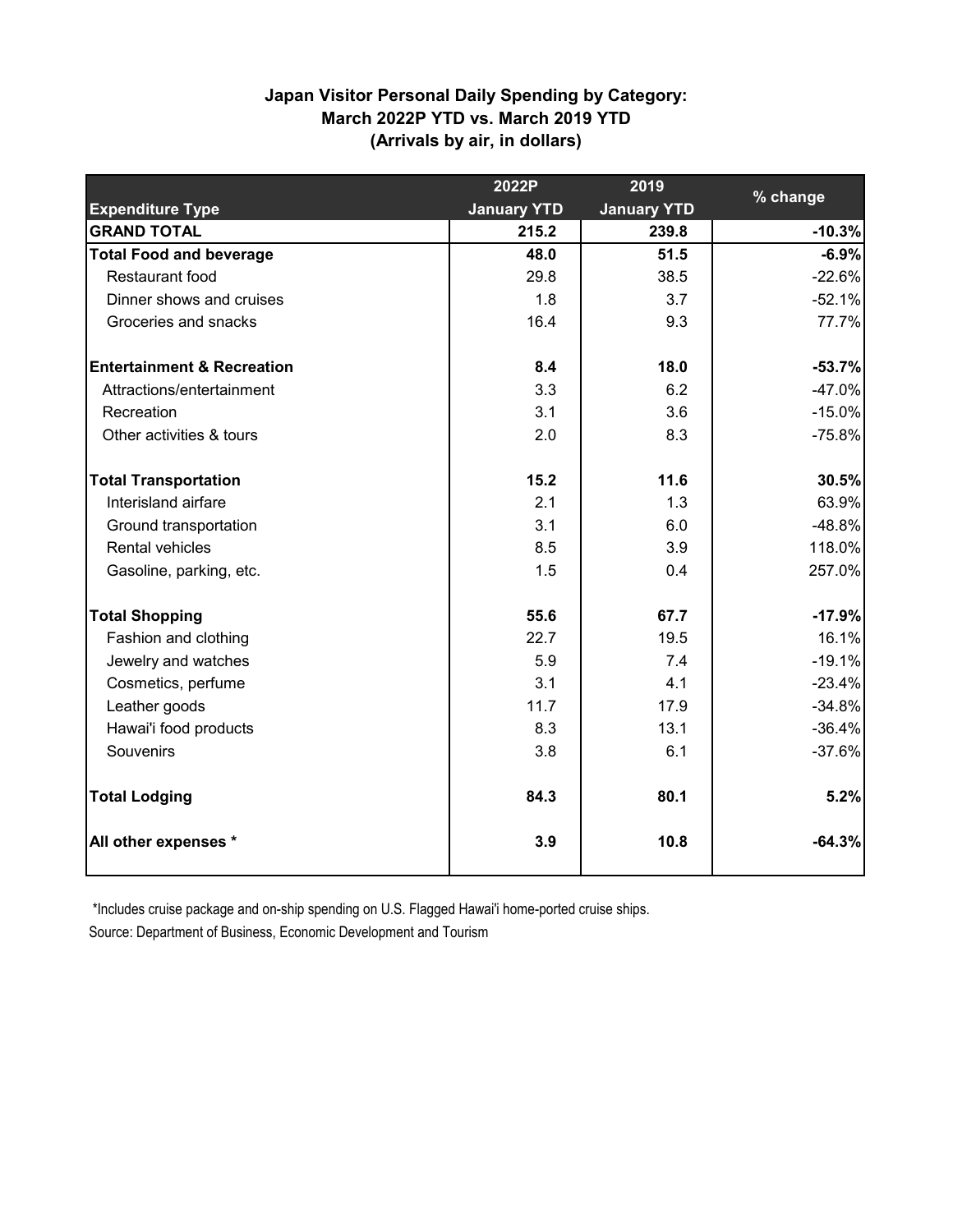**Japan Visitor Personal Daily Spending by Category:**
**March 2022P YTD vs. March 2019 YTD**
**(Arrivals by air, in dollars)**

| Expenditure Type | 2022P January YTD | 2019 January YTD | % change |
|---|---|---|---|
| **GRAND TOTAL** | **215.2** | **239.8** | **-10.3%** |
| **Total Food and beverage** | **48.0** | **51.5** | **-6.9%** |
| Restaurant food | 29.8 | 38.5 | -22.6% |
| Dinner shows and cruises | 1.8 | 3.7 | -52.1% |
| Groceries and snacks | 16.4 | 9.3 | 77.7% |
| **Entertainment & Recreation** | **8.4** | **18.0** | **-53.7%** |
| Attractions/entertainment | 3.3 | 6.2 | -47.0% |
| Recreation | 3.1 | 3.6 | -15.0% |
| Other activities & tours | 2.0 | 8.3 | -75.8% |
| **Total Transportation** | **15.2** | **11.6** | **30.5%** |
| Interisland airfare | 2.1 | 1.3 | 63.9% |
| Ground transportation | 3.1 | 6.0 | -48.8% |
| Rental vehicles | 8.5 | 3.9 | 118.0% |
| Gasoline, parking, etc. | 1.5 | 0.4 | 257.0% |
| **Total Shopping** | **55.6** | **67.7** | **-17.9%** |
| Fashion and clothing | 22.7 | 19.5 | 16.1% |
| Jewelry and watches | 5.9 | 7.4 | -19.1% |
| Cosmetics, perfume | 3.1 | 4.1 | -23.4% |
| Leather goods | 11.7 | 17.9 | -34.8% |
| Hawai'i food products | 8.3 | 13.1 | -36.4% |
| Souvenirs | 3.8 | 6.1 | -37.6% |
| **Total Lodging** | **84.3** | **80.1** | **5.2%** |
| **All other expenses *** | **3.9** | **10.8** | **-64.3%** |

*Includes cruise package and on-ship spending on U.S. Flagged Hawai'i home-ported cruise ships.

Source: Department of Business, Economic Development and Tourism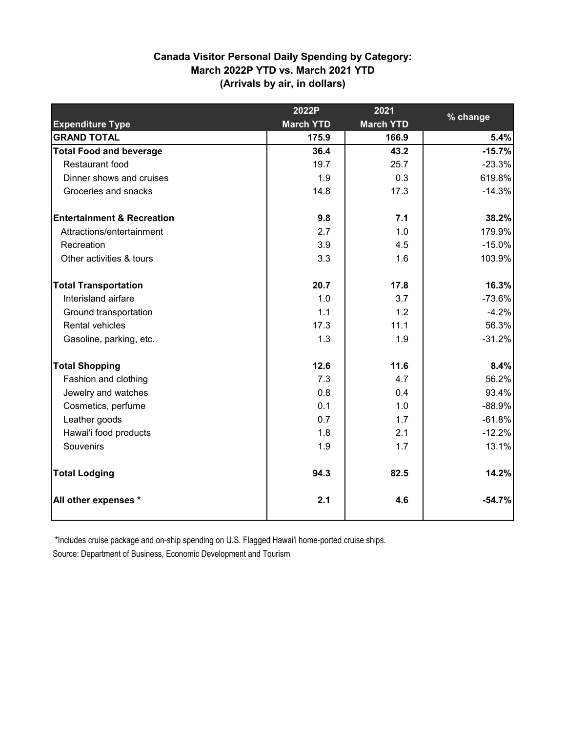**Canada Visitor Personal Daily Spending by Category:**
**March 2022P YTD vs. March 2021 YTD**
**(Arrivals by air, in dollars)**

| Expenditure Type | 2022P March YTD | 2021 March YTD | % change |
|---|---|---|---|
| **GRAND TOTAL** | **175.9** | **166.9** | **5.4%** |
| **Total Food and beverage** | **36.4** | **43.2** | **-15.7%** |
| Restaurant food | 19.7 | 25.7 | -23.3% |
| Dinner shows and cruises | 1.9 | 0.3 | 619.8% |
| Groceries and snacks | 14.8 | 17.3 | -14.3% |
| **Entertainment & Recreation** | **9.8** | **7.1** | **38.2%** |
| Attractions/entertainment | 2.7 | 1.0 | 179.9% |
| Recreation | 3.9 | 4.5 | -15.0% |
| Other activities & tours | 3.3 | 1.6 | 103.9% |
| **Total Transportation** | **20.7** | **17.8** | **16.3%** |
| Interisland airfare | 1.0 | 3.7 | -73.6% |
| Ground transportation | 1.1 | 1.2 | -4.2% |
| Rental vehicles | 17.3 | 11.1 | 56.3% |
| Gasoline, parking, etc. | 1.3 | 1.9 | -31.2% |
| **Total Shopping** | **12.6** | **11.6** | **8.4%** |
| Fashion and clothing | 7.3 | 4.7 | 56.2% |
| Jewelry and watches | 0.8 | 0.4 | 93.4% |
| Cosmetics, perfume | 0.1 | 1.0 | -88.9% |
| Leather goods | 0.7 | 1.7 | -61.8% |
| Hawai'i food products | 1.8 | 2.1 | -12.2% |
| Souvenirs | 1.9 | 1.7 | 13.1% |
| **Total Lodging** | **94.3** | **82.5** | **14.2%** |
| **All other expenses *** | **2.1** | **4.6** | **-54.7%** |

*Includes cruise package and on-ship spending on U.S. Flagged Hawai'i home-ported cruise ships.

Source: Department of Business, Economic Development and Tourism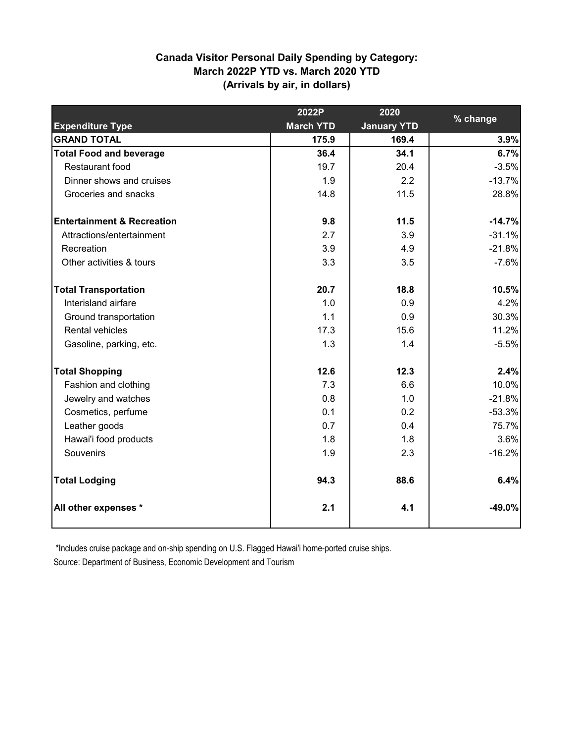**Canada Visitor Personal Daily Spending by Category: March 2022P YTD vs. March 2020 YTD (Arrivals by air, in dollars)**

| Expenditure Type | 2022P March YTD | 2020 January YTD | % change |
|---|---|---|---|
| **GRAND TOTAL** | **175.9** | **169.4** | **3.9%** |
| **Total Food and beverage** | **36.4** | **34.1** | **6.7%** |
| Restaurant food | 19.7 | 20.4 | -3.5% |
| Dinner shows and cruises | 1.9 | 2.2 | -13.7% |
| Groceries and snacks | 14.8 | 11.5 | 28.8% |
| **Entertainment & Recreation** | **9.8** | **11.5** | **-14.7%** |
| Attractions/entertainment | 2.7 | 3.9 | -31.1% |
| Recreation | 3.9 | 4.9 | -21.8% |
| Other activities & tours | 3.3 | 3.5 | -7.6% |
| **Total Transportation** | **20.7** | **18.8** | **10.5%** |
| Interisland airfare | 1.0 | 0.9 | 4.2% |
| Ground transportation | 1.1 | 0.9 | 30.3% |
| Rental vehicles | 17.3 | 15.6 | 11.2% |
| Gasoline, parking, etc. | 1.3 | 1.4 | -5.5% |
| **Total Shopping** | **12.6** | **12.3** | **2.4%** |
| Fashion and clothing | 7.3 | 6.6 | 10.0% |
| Jewelry and watches | 0.8 | 1.0 | -21.8% |
| Cosmetics, perfume | 0.1 | 0.2 | -53.3% |
| Leather goods | 0.7 | 0.4 | 75.7% |
| Hawai'i food products | 1.8 | 1.8 | 3.6% |
| Souvenirs | 1.9 | 2.3 | -16.2% |
| **Total Lodging** | **94.3** | **88.6** | **6.4%** |
| **All other expenses *** | **2.1** | **4.1** | **-49.0%** |

*Includes cruise package and on-ship spending on U.S. Flagged Hawai'i home-ported cruise ships.

Source: Department of Business, Economic Development and Tourism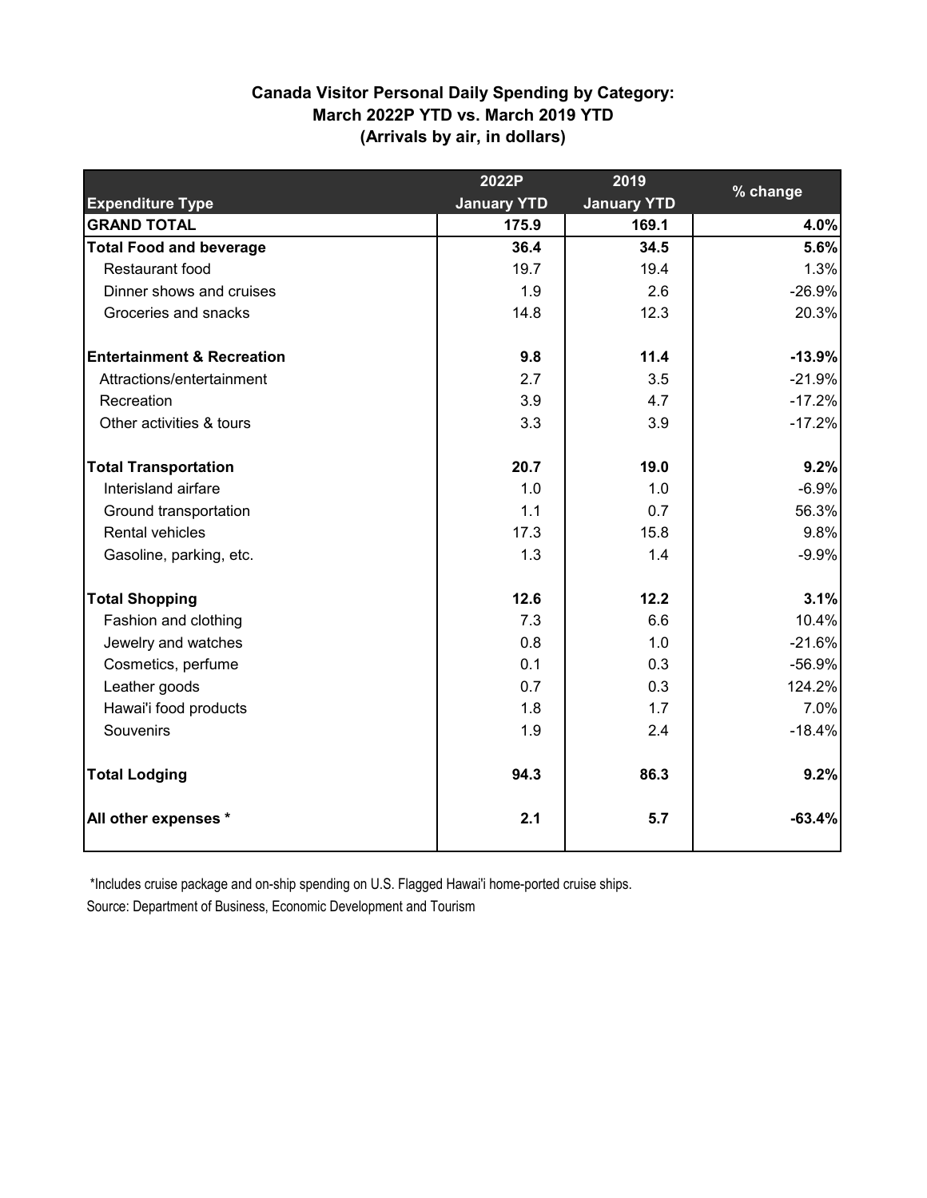**Canada Visitor Personal Daily Spending by Category:**
**March 2022P YTD vs. March 2019 YTD**
**(Arrivals by air, in dollars)**

| Expenditure Type | 2022P January YTD | 2019 January YTD | % change |
|---|---|---|---|
| **GRAND TOTAL** | **175.9** | **169.1** | **4.0%** |
| **Total Food and beverage** | **36.4** | **34.5** | **5.6%** |
| Restaurant food | 19.7 | 19.4 | 1.3% |
| Dinner shows and cruises | 1.9 | 2.6 | -26.9% |
| Groceries and snacks | 14.8 | 12.3 | 20.3% |
| **Entertainment & Recreation** | **9.8** | **11.4** | **-13.9%** |
| Attractions/entertainment | 2.7 | 3.5 | -21.9% |
| Recreation | 3.9 | 4.7 | -17.2% |
| Other activities & tours | 3.3 | 3.9 | -17.2% |
| **Total Transportation** | **20.7** | **19.0** | **9.2%** |
| Interisland airfare | 1.0 | 1.0 | -6.9% |
| Ground transportation | 1.1 | 0.7 | 56.3% |
| Rental vehicles | 17.3 | 15.8 | 9.8% |
| Gasoline, parking, etc. | 1.3 | 1.4 | -9.9% |
| **Total Shopping** | **12.6** | **12.2** | **3.1%** |
| Fashion and clothing | 7.3 | 6.6 | 10.4% |
| Jewelry and watches | 0.8 | 1.0 | -21.6% |
| Cosmetics, perfume | 0.1 | 0.3 | -56.9% |
| Leather goods | 0.7 | 0.3 | 124.2% |
| Hawai'i food products | 1.8 | 1.7 | 7.0% |
| Souvenirs | 1.9 | 2.4 | -18.4% |
| **Total Lodging** | **94.3** | **86.3** | **9.2%** |
| **All other expenses *** | **2.1** | **5.7** | **-63.4%** |

*Includes cruise package and on-ship spending on U.S. Flagged Hawai'i home-ported cruise ships.

Source: Department of Business, Economic Development and Tourism